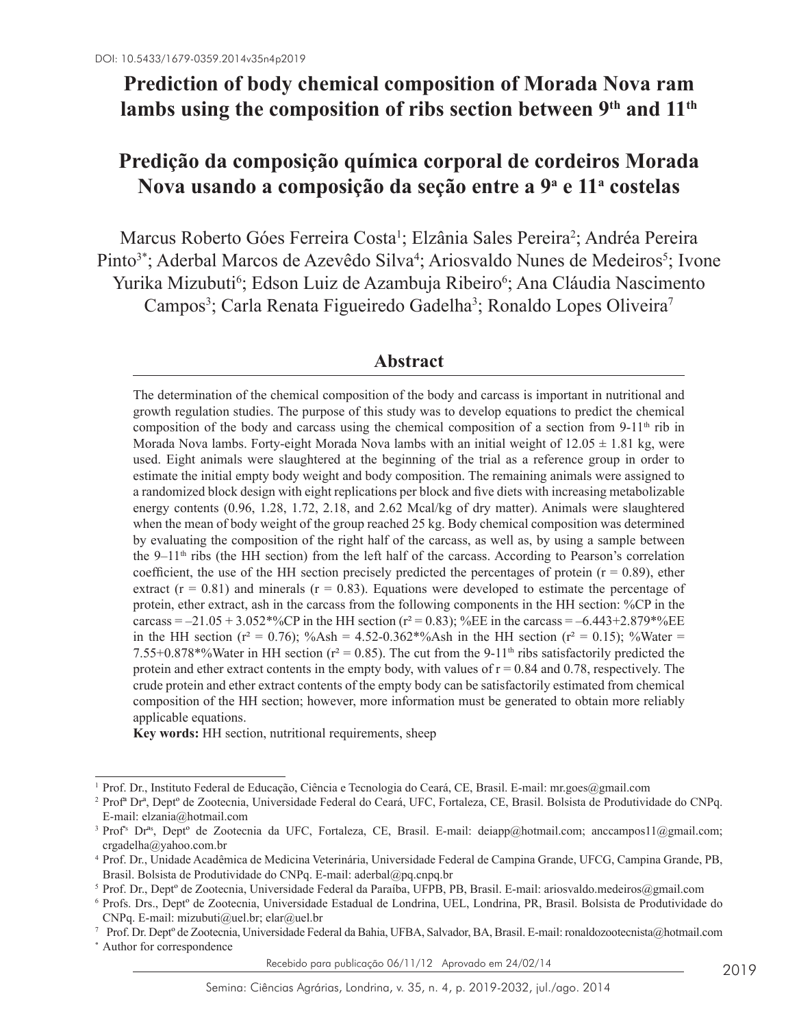DOI: 10.5433/1679-0359.2014v35n4p2019

# Prediction of body chemical composition of Morada Nova ram lambs using the composition of ribs section between 9th and 11th

# Predição da composição química corporal de cordeiros Morada Nova usando a composição da seção entre a 9ª e 11ª costelas

Marcus Roberto Góes Ferreira Costa[1]; Elzânia Sales Pereira[2]; Andréa Pereira Pinto[3*]; Aderbal Marcos de Azevêdo Silva[4]; Ariosvaldo Nunes de Medeiros[5]; Ivone Yurika Mizubuti[6]; Edson Luiz de Azambuja Ribeiro[6]; Ana Cláudia Nascimento Campos[3]; Carla Renata Figueiredo Gadelha[3]; Ronaldo Lopes Oliveira[7]

## Abstract

The determination of the chemical composition of the body and carcass is important in nutritional and growth regulation studies. The purpose of this study was to develop equations to predict the chemical composition of the body and carcass using the chemical composition of a section from 9-11th rib in Morada Nova lambs. Forty-eight Morada Nova lambs with an initial weight of 12.05 ± 1.81 kg, were used. Eight animals were slaughtered at the beginning of the trial as a reference group in order to estimate the initial empty body weight and body composition. The remaining animals were assigned to a randomized block design with eight replications per block and five diets with increasing metabolizable energy contents (0.96, 1.28, 1.72, 2.18, and 2.62 Mcal/kg of dry matter). Animals were slaughtered when the mean of body weight of the group reached 25 kg. Body chemical composition was determined by evaluating the composition of the right half of the carcass, as well as, by using a sample between the 9–11th ribs (the HH section) from the left half of the carcass. According to Pearson's correlation coefficient, the use of the HH section precisely predicted the percentages of protein ($r = 0.89$), ether extract ($r = 0.81$) and minerals ($r = 0.83$). Equations were developed to estimate the percentage of protein, ether extract, ash in the carcass from the following components in the HH section: %CP in the carcass = –21.05 + 3.052*%CP in the HH section ($r^2 = 0.83$); %EE in the carcass = –6.443+2.879*%EE in the HH section ($r^2 = 0.76$); %Ash = 4.52-0.362*%Ash in the HH section ($r^2 = 0.15$); %Water = 7.55+0.878*%Water in HH section ($r^2 = 0.85$). The cut from the 9-11th ribs satisfactorily predicted the protein and ether extract contents in the empty body, with values of $r = 0.84$ and 0.78, respectively. The crude protein and ether extract contents of the empty body can be satisfactorily estimated from chemical composition of the HH section; however, more information must be generated to obtain more reliably applicable equations.

**Key words:** HH section, nutritional requirements, sheep

---

[1] Prof. Dr., Instituto Federal de Educação, Ciência e Tecnologia do Ceará, CE, Brasil. E-mail: mr.goes@gmail.com

[2] Profª Drª, Deptº de Zootecnia, Universidade Federal do Ceará, UFC, Fortaleza, CE, Brasil. Bolsista de Produtividade do CNPq. E-mail: elzania@hotmail.com

[3] Profªs Drªs, Deptº de Zootecnia da UFC, Fortaleza, CE, Brasil. E-mail: deiapp@hotmail.com; anccampos11@gmail.com; crgadelha@yahoo.com.br

[4] Prof. Dr., Unidade Acadêmica de Medicina Veterinária, Universidade Federal de Campina Grande, UFCG, Campina Grande, PB, Brasil. Bolsista de Produtividade do CNPq. E-mail: aderbal@pq.cnpq.br

[5] Prof. Dr., Deptº de Zootecnia, Universidade Federal da Paraíba, UFPB, PB, Brasil. E-mail: ariosvaldo.medeiros@gmail.com

[6] Profs. Drs., Deptº de Zootecnia, Universidade Estadual de Londrina, UEL, Londrina, PR, Brasil. Bolsista de Produtividade do CNPq. E-mail: mizubuti@uel.br; elar@uel.br

[7] Prof. Dr. Deptº de Zootecnia, Universidade Federal da Bahia, UFBA, Salvador, BA, Brasil. E-mail: ronaldozootecnista@hotmail.com

* Author for correspondence

Recebido para publicação 06/11/12 Aprovado em 24/02/14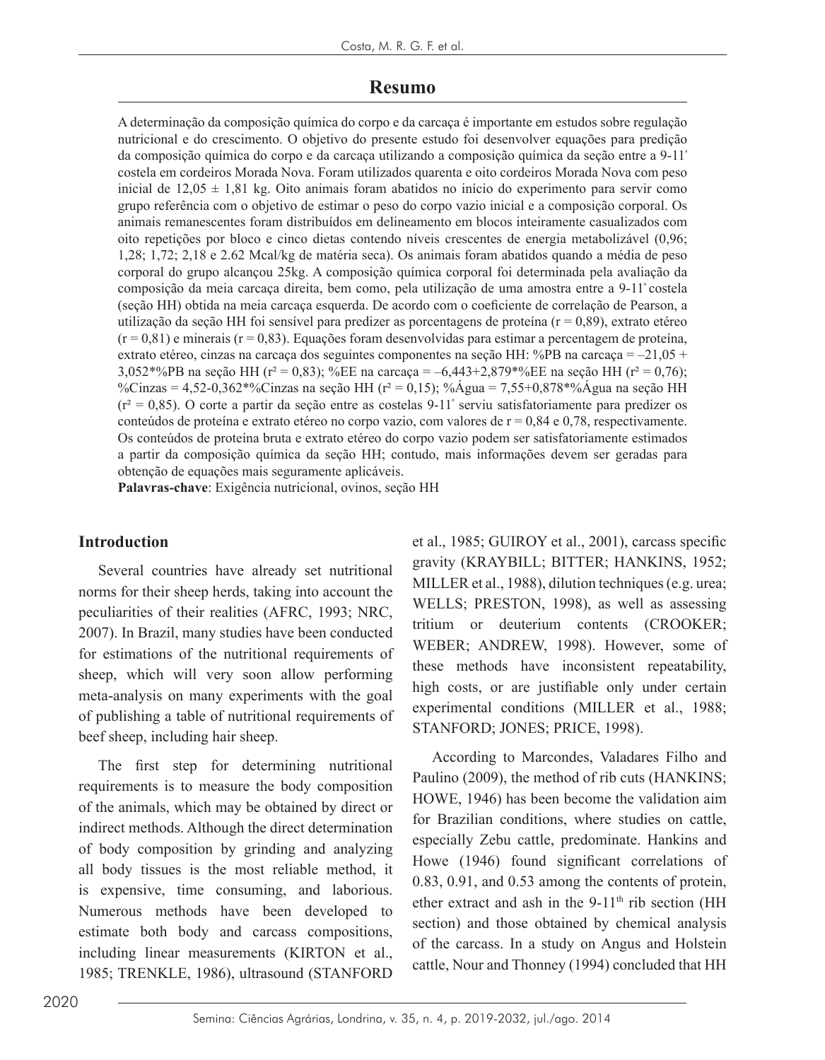## Resumo

A determinação da composição química do corpo e da carcaça é importante em estudos sobre regulação nutricional e do crescimento. O objetivo do presente estudo foi desenvolver equações para predição da composição química do corpo e da carcaça utilizando a composição química da seção entre a 9-11ª costela em cordeiros Morada Nova. Foram utilizados quarenta e oito cordeiros Morada Nova com peso inicial de 12,05 ± 1,81 kg. Oito animais foram abatidos no início do experimento para servir como grupo referência com o objetivo de estimar o peso do corpo vazio inicial e a composição corporal. Os animais remanescentes foram distribuídos em delineamento em blocos inteiramente casualizados com oito repetições por bloco e cinco dietas contendo níveis crescentes de energia metabolizável (0,96; 1,28; 1,72; 2,18 e 2.62 Mcal/kg de matéria seca). Os animais foram abatidos quando a média de peso corporal do grupo alcançou 25kg. A composição química corporal foi determinada pela avaliação da composição da meia carcaça direita, bem como, pela utilização de uma amostra entre a 9-11ª costela (seção HH) obtida na meia carcaça esquerda. De acordo com o coeficiente de correlação de Pearson, a utilização da seção HH foi sensível para predizer as porcentagens de proteína (r = 0,89), extrato etéreo (r = 0,81) e minerais (r = 0,83). Equações foram desenvolvidas para estimar a percentagem de proteína, extrato etéreo, cinzas na carcaça dos seguintes componentes na seção HH: %PB na carcaça = –21,05 + 3,052*%PB na seção HH ($r^2$ = 0,83); %EE na carcaça = –6,443+2,879*%EE na seção HH ($r^2$ = 0,76); %Cinzas = 4,52-0,362*%Cinzas na seção HH ($r^2$ = 0,15); %Água = 7,55+0,878*%Água na seção HH ($r^2$ = 0,85). O corte a partir da seção entre as costelas 9-11ª serviu satisfatoriamente para predizer os conteúdos de proteína e extrato etéreo no corpo vazio, com valores de r = 0,84 e 0,78, respectivamente. Os conteúdos de proteína bruta e extrato etéreo do corpo vazio podem ser satisfatoriamente estimados a partir da composição química da seção HH; contudo, mais informações devem ser geradas para obtenção de equações mais seguramente aplicáveis.

**Palavras-chave**: Exigência nutricional, ovinos, seção HH

## Introduction

Several countries have already set nutritional norms for their sheep herds, taking into account the peculiarities of their realities (AFRC, 1993; NRC, 2007). In Brazil, many studies have been conducted for estimations of the nutritional requirements of sheep, which will very soon allow performing meta-analysis on many experiments with the goal of publishing a table of nutritional requirements of beef sheep, including hair sheep.

The first step for determining nutritional requirements is to measure the body composition of the animals, which may be obtained by direct or indirect methods. Although the direct determination of body composition by grinding and analyzing all body tissues is the most reliable method, it is expensive, time consuming, and laborious. Numerous methods have been developed to estimate both body and carcass compositions, including linear measurements (KIRTON et al., 1985; TRENKLE, 1986), ultrasound (STANFORD et al., 1985; GUIROY et al., 2001), carcass specific gravity (KRAYBILL; BITTER; HANKINS, 1952; MILLER et al., 1988), dilution techniques (e.g. urea; WELLS; PRESTON, 1998), as well as assessing tritium or deuterium contents (CROOKER; WEBER; ANDREW, 1998). However, some of these methods have inconsistent repeatability, high costs, or are justifiable only under certain experimental conditions (MILLER et al., 1988; STANFORD; JONES; PRICE, 1998).

According to Marcondes, Valadares Filho and Paulino (2009), the method of rib cuts (HANKINS; HOWE, 1946) has been become the validation aim for Brazilian conditions, where studies on cattle, especially Zebu cattle, predominate. Hankins and Howe (1946) found significant correlations of 0.83, 0.91, and 0.53 among the contents of protein, ether extract and ash in the 9-11th rib section (HH section) and those obtained by chemical analysis of the carcass. In a study on Angus and Holstein cattle, Nour and Thonney (1994) concluded that HH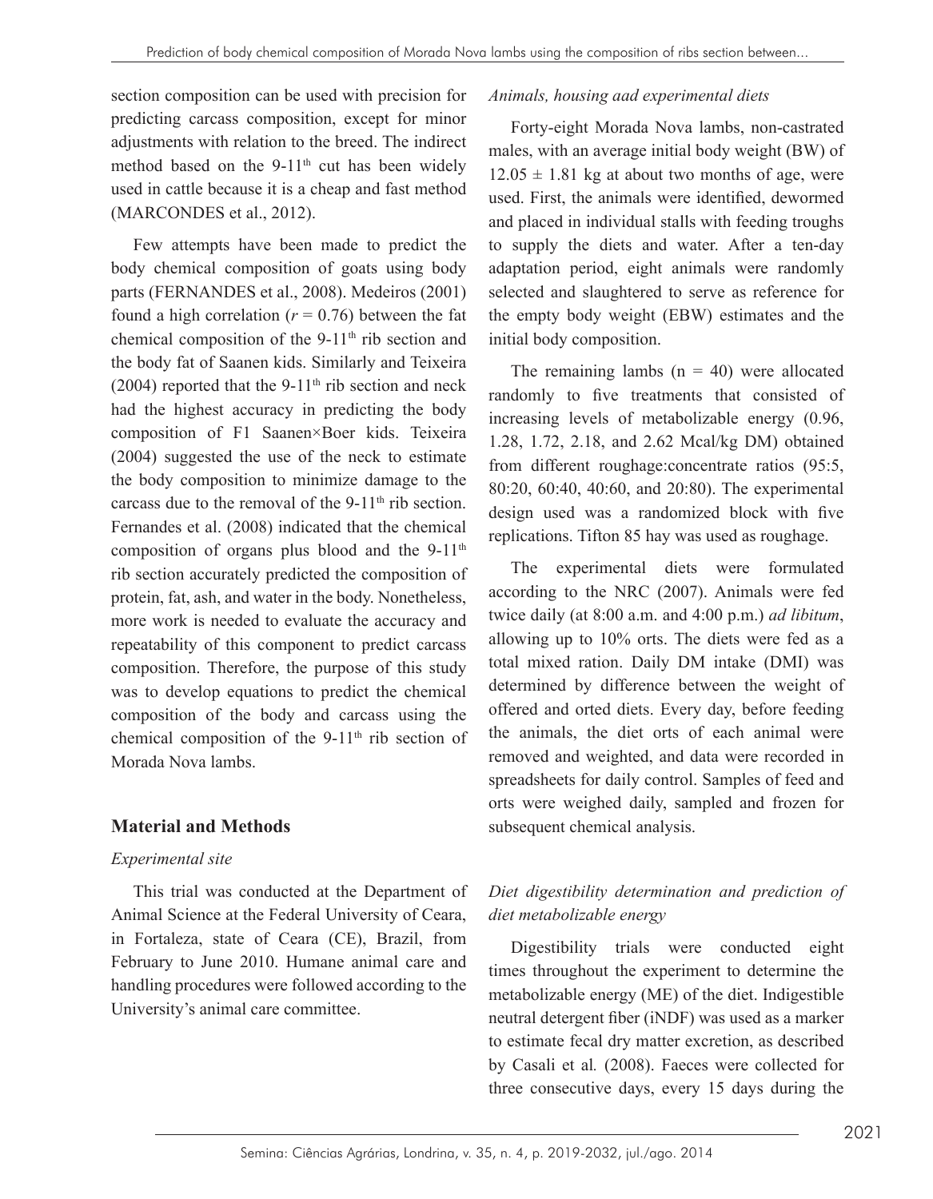section composition can be used with precision for predicting carcass composition, except for minor adjustments with relation to the breed. The indirect method based on the 9-11th cut has been widely used in cattle because it is a cheap and fast method (MARCONDES et al., 2012).

Few attempts have been made to predict the body chemical composition of goats using body parts (FERNANDES et al., 2008). Medeiros (2001) found a high correlation ($r = 0.76$) between the fat chemical composition of the 9-11th rib section and the body fat of Saanen kids. Similarly and Teixeira (2004) reported that the 9-11th rib section and neck had the highest accuracy in predicting the body composition of F1 Saanen×Boer kids. Teixeira (2004) suggested the use of the neck to estimate the body composition to minimize damage to the carcass due to the removal of the 9-11th rib section. Fernandes et al. (2008) indicated that the chemical composition of organs plus blood and the 9-11th rib section accurately predicted the composition of protein, fat, ash, and water in the body. Nonetheless, more work is needed to evaluate the accuracy and repeatability of this component to predict carcass composition. Therefore, the purpose of this study was to develop equations to predict the chemical composition of the body and carcass using the chemical composition of the 9-11th rib section of Morada Nova lambs.

## Material and Methods

### *Experimental site*

This trial was conducted at the Department of Animal Science at the Federal University of Ceara, in Fortaleza, state of Ceara (CE), Brazil, from February to June 2010. Humane animal care and handling procedures were followed according to the University's animal care committee.

### *Animals, housing aad experimental diets*

Forty-eight Morada Nova lambs, non-castrated males, with an average initial body weight (BW) of $12.05 \pm 1.81$ kg at about two months of age, were used. First, the animals were identified, dewormed and placed in individual stalls with feeding troughs to supply the diets and water. After a ten-day adaptation period, eight animals were randomly selected and slaughtered to serve as reference for the empty body weight (EBW) estimates and the initial body composition.

The remaining lambs ($n = 40$) were allocated randomly to five treatments that consisted of increasing levels of metabolizable energy (0.96, 1.28, 1.72, 2.18, and 2.62 Mcal/kg DM) obtained from different roughage:concentrate ratios (95:5, 80:20, 60:40, 40:60, and 20:80). The experimental design used was a randomized block with five replications. Tifton 85 hay was used as roughage.

The experimental diets were formulated according to the NRC (2007). Animals were fed twice daily (at 8:00 a.m. and 4:00 p.m.) *ad libitum*, allowing up to 10% orts. The diets were fed as a total mixed ration. Daily DM intake (DMI) was determined by difference between the weight of offered and orted diets. Every day, before feeding the animals, the diet orts of each animal were removed and weighted, and data were recorded in spreadsheets for daily control. Samples of feed and orts were weighed daily, sampled and frozen for subsequent chemical analysis.

### *Diet digestibility determination and prediction of diet metabolizable energy*

Digestibility trials were conducted eight times throughout the experiment to determine the metabolizable energy (ME) of the diet. Indigestible neutral detergent fiber (iNDF) was used as a marker to estimate fecal dry matter excretion, as described by Casali et al*.* (2008). Faeces were collected for three consecutive days, every 15 days during the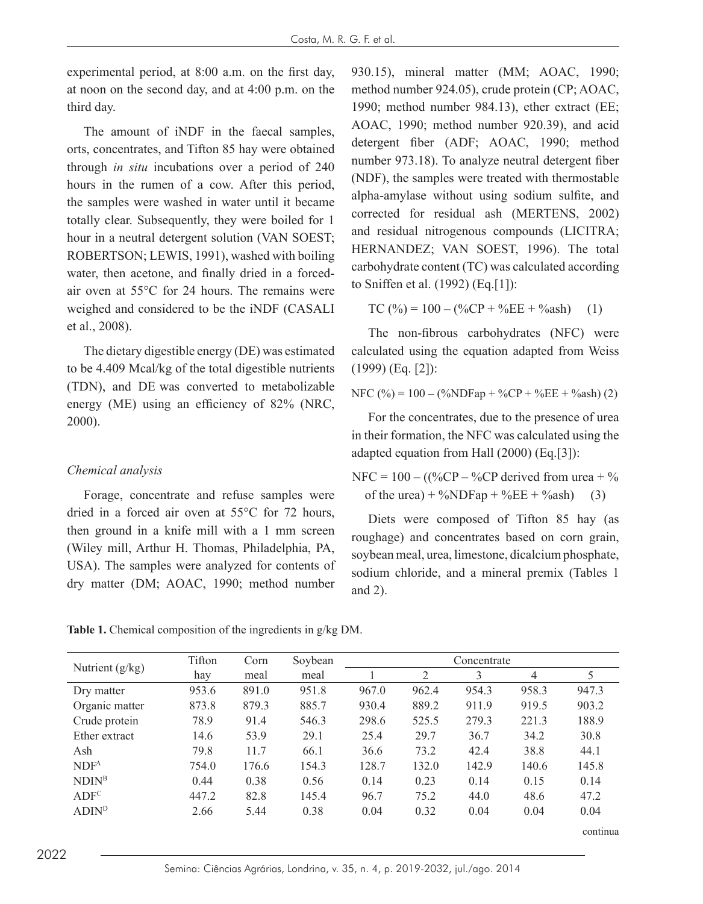experimental period, at 8:00 a.m. on the first day, at noon on the second day, and at 4:00 p.m. on the third day.

The amount of iNDF in the faecal samples, orts, concentrates, and Tifton 85 hay were obtained through *in situ* incubations over a period of 240 hours in the rumen of a cow. After this period, the samples were washed in water until it became totally clear. Subsequently, they were boiled for 1 hour in a neutral detergent solution (VAN SOEST; ROBERTSON; LEWIS, 1991), washed with boiling water, then acetone, and finally dried in a forced-air oven at 55°C for 24 hours. The remains were weighed and considered to be the iNDF (CASALI et al., 2008).

The dietary digestible energy (DE) was estimated to be 4.409 Mcal/kg of the total digestible nutrients (TDN), and DE was converted to metabolizable energy (ME) using an efficiency of 82% (NRC, 2000).

### *Chemical analysis*

Forage, concentrate and refuse samples were dried in a forced air oven at 55°C for 72 hours, then ground in a knife mill with a 1 mm screen (Wiley mill, Arthur H. Thomas, Philadelphia, PA, USA). The samples were analyzed for contents of dry matter (DM; AOAC, 1990; method number 930.15), mineral matter (MM; AOAC, 1990; method number 924.05), crude protein (CP; AOAC, 1990; method number 984.13), ether extract (EE; AOAC, 1990; method number 920.39), and acid detergent fiber (ADF; AOAC, 1990; method number 973.18). To analyze neutral detergent fiber (NDF), the samples were treated with thermostable alpha-amylase without using sodium sulfite, and corrected for residual ash (MERTENS, 2002) and residual nitrogenous compounds (LICITRA; HERNANDEZ; VAN SOEST, 1996). The total carbohydrate content (TC) was calculated according to Sniffen et al. (1992) (Eq.[1]):

$$TC\ (\%) = 100 - (\%CP + \%EE + \%ash) \quad (1)$$

The non-fibrous carbohydrates (NFC) were calculated using the equation adapted from Weiss (1999) (Eq. [2]):

$$NFC\ (\%) = 100 - (\%NDFap + \%CP + \%EE + \%ash) \quad (2)$$

For the concentrates, due to the presence of urea in their formation, the NFC was calculated using the adapted equation from Hall (2000) (Eq.[3]):

$$NFC = 100 - ((\%CP - \%CP\ \text{derived from urea} + \%\ \text{of the urea}) + \%NDFap + \%EE + \%ash) \quad (3)$$

Diets were composed of Tifton 85 hay (as roughage) and concentrates based on corn grain, soybean meal, urea, limestone, dicalcium phosphate, sodium chloride, and a mineral premix (Tables 1 and 2).

**Table 1.** Chemical composition of the ingredients in g/kg DM.

| Nutrient (g/kg) | Tifton hay | Corn meal | Soybean meal | Concentrate | | | | |
|---|---|---|---|---|---|---|---|---|
| | | | | 1 | 2 | 3 | 4 | 5 |
| Dry matter | 953.6 | 891.0 | 951.8 | 967.0 | 962.4 | 954.3 | 958.3 | 947.3 |
| Organic matter | 873.8 | 879.3 | 885.7 | 930.4 | 889.2 | 911.9 | 919.5 | 903.2 |
| Crude protein | 78.9 | 91.4 | 546.3 | 298.6 | 525.5 | 279.3 | 221.3 | 188.9 |
| Ether extract | 14.6 | 53.9 | 29.1 | 25.4 | 29.7 | 36.7 | 34.2 | 30.8 |
| Ash | 79.8 | 11.7 | 66.1 | 36.6 | 73.2 | 42.4 | 38.8 | 44.1 |
| NDF[A] | 754.0 | 176.6 | 154.3 | 128.7 | 132.0 | 142.9 | 140.6 | 145.8 |
| NDIN[B] | 0.44 | 0.38 | 0.56 | 0.14 | 0.23 | 0.14 | 0.15 | 0.14 |
| ADF[C] | 447.2 | 82.8 | 145.4 | 96.7 | 75.2 | 44.0 | 48.6 | 47.2 |
| ADIN[D] | 2.66 | 5.44 | 0.38 | 0.04 | 0.32 | 0.04 | 0.04 | 0.04 |

continua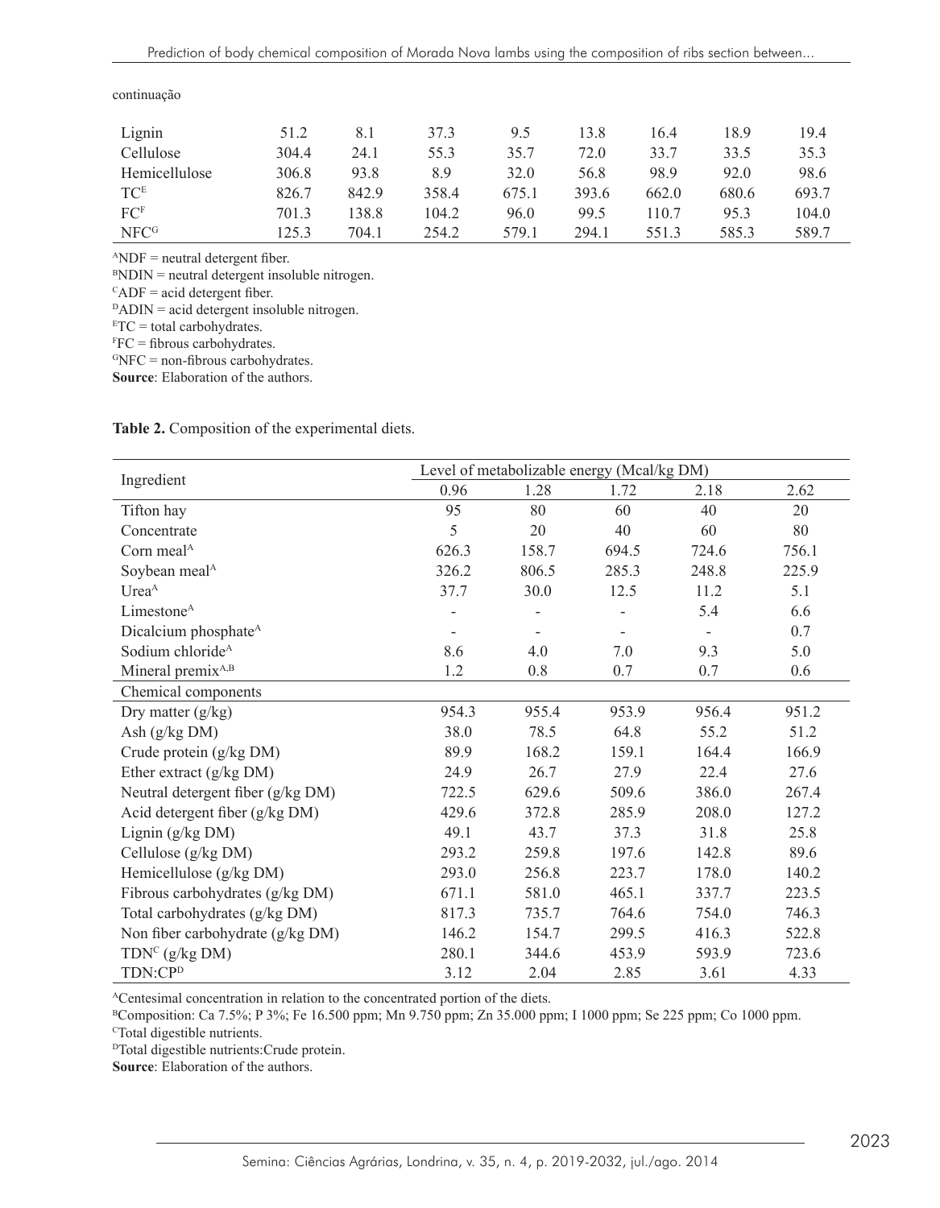continuação

| | | | | | | | | |
|---|---|---|---|---|---|---|---|---|
| Lignin | 51.2 | 8.1 | 37.3 | 9.5 | 13.8 | 16.4 | 18.9 | 19.4 |
| Cellulose | 304.4 | 24.1 | 55.3 | 35.7 | 72.0 | 33.7 | 33.5 | 35.3 |
| Hemicellulose | 306.8 | 93.8 | 8.9 | 32.0 | 56.8 | 98.9 | 92.0 | 98.6 |
| TC[E] | 826.7 | 842.9 | 358.4 | 675.1 | 393.6 | 662.0 | 680.6 | 693.7 |
| FC[F] | 701.3 | 138.8 | 104.2 | 96.0 | 99.5 | 110.7 | 95.3 | 104.0 |
| NFC[G] | 125.3 | 704.1 | 254.2 | 579.1 | 294.1 | 551.3 | 585.3 | 589.7 |

[A]NDF = neutral detergent fiber.
[B]NDIN = neutral detergent insoluble nitrogen.
[C]ADF = acid detergent fiber.
[D]ADIN = acid detergent insoluble nitrogen.
[E]TC = total carbohydrates.
[F]FC = fibrous carbohydrates.
[G]NFC = non-fibrous carbohydrates.
**Source**: Elaboration of the authors.

**Table 2.** Composition of the experimental diets.

| Ingredient | Level of metabolizable energy (Mcal/kg DM) | | | | |
|---|---|---|---|---|---|
| | 0.96 | 1.28 | 1.72 | 2.18 | 2.62 |
| Tifton hay | 95 | 80 | 60 | 40 | 20 |
| Concentrate | 5 | 20 | 40 | 60 | 80 |
| Corn meal[A] | 626.3 | 158.7 | 694.5 | 724.6 | 756.1 |
| Soybean meal[A] | 326.2 | 806.5 | 285.3 | 248.8 | 225.9 |
| Urea[A] | 37.7 | 30.0 | 12.5 | 11.2 | 5.1 |
| Limestone[A] | - | - | - | 5.4 | 6.6 |
| Dicalcium phosphate[A] | - | - | - | - | 0.7 |
| Sodium chloride[A] | 8.6 | 4.0 | 7.0 | 9.3 | 5.0 |
| Mineral premix[A,B] | 1.2 | 0.8 | 0.7 | 0.7 | 0.6 |
| Chemical components | | | | | |
| Dry matter (g/kg) | 954.3 | 955.4 | 953.9 | 956.4 | 951.2 |
| Ash (g/kg DM) | 38.0 | 78.5 | 64.8 | 55.2 | 51.2 |
| Crude protein (g/kg DM) | 89.9 | 168.2 | 159.1 | 164.4 | 166.9 |
| Ether extract (g/kg DM) | 24.9 | 26.7 | 27.9 | 22.4 | 27.6 |
| Neutral detergent fiber (g/kg DM) | 722.5 | 629.6 | 509.6 | 386.0 | 267.4 |
| Acid detergent fiber (g/kg DM) | 429.6 | 372.8 | 285.9 | 208.0 | 127.2 |
| Lignin (g/kg DM) | 49.1 | 43.7 | 37.3 | 31.8 | 25.8 |
| Cellulose (g/kg DM) | 293.2 | 259.8 | 197.6 | 142.8 | 89.6 |
| Hemicellulose (g/kg DM) | 293.0 | 256.8 | 223.7 | 178.0 | 140.2 |
| Fibrous carbohydrates (g/kg DM) | 671.1 | 581.0 | 465.1 | 337.7 | 223.5 |
| Total carbohydrates (g/kg DM) | 817.3 | 735.7 | 764.6 | 754.0 | 746.3 |
| Non fiber carbohydrate (g/kg DM) | 146.2 | 154.7 | 299.5 | 416.3 | 522.8 |
| TDN[C] (g/kg DM) | 280.1 | 344.6 | 453.9 | 593.9 | 723.6 |
| TDN:CP[D] | 3.12 | 2.04 | 2.85 | 3.61 | 4.33 |

[A]Centesimal concentration in relation to the concentrated portion of the diets.
[B]Composition: Ca 7.5%; P 3%; Fe 16.500 ppm; Mn 9.750 ppm; Zn 35.000 ppm; I 1000 ppm; Se 225 ppm; Co 1000 ppm.
[C]Total digestible nutrients.
[D]Total digestible nutrients:Crude protein.
**Source**: Elaboration of the authors.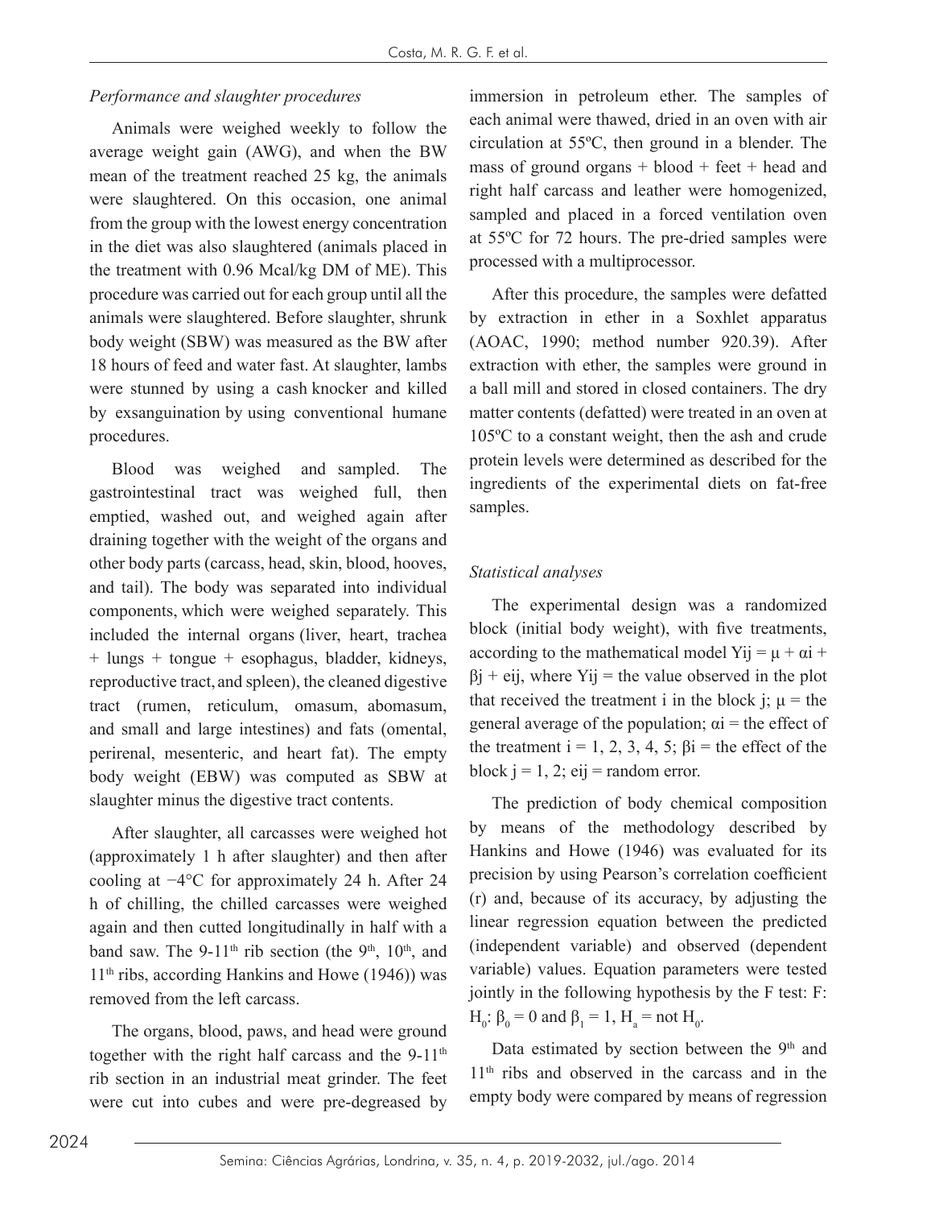*Performance and slaughter procedures*

Animals were weighed weekly to follow the average weight gain (AWG), and when the BW mean of the treatment reached 25 kg, the animals were slaughtered. On this occasion, one animal from the group with the lowest energy concentration in the diet was also slaughtered (animals placed in the treatment with 0.96 Mcal/kg DM of ME). This procedure was carried out for each group until all the animals were slaughtered. Before slaughter, shrunk body weight (SBW) was measured as the BW after 18 hours of feed and water fast. At slaughter, lambs were stunned by using a cash knocker and killed by exsanguination by using conventional humane procedures.

Blood was weighed and sampled. The gastrointestinal tract was weighed full, then emptied, washed out, and weighed again after draining together with the weight of the organs and other body parts (carcass, head, skin, blood, hooves, and tail). The body was separated into individual components, which were weighed separately. This included the internal organs (liver, heart, trachea + lungs + tongue + esophagus, bladder, kidneys, reproductive tract, and spleen), the cleaned digestive tract (rumen, reticulum, omasum, abomasum, and small and large intestines) and fats (omental, perirenal, mesenteric, and heart fat). The empty body weight (EBW) was computed as SBW at slaughter minus the digestive tract contents.

After slaughter, all carcasses were weighed hot (approximately 1 h after slaughter) and then after cooling at −4°C for approximately 24 h. After 24 h of chilling, the chilled carcasses were weighed again and then cutted longitudinally in half with a band saw. The 9-11th rib section (the 9th, 10th, and 11th ribs, according Hankins and Howe (1946)) was removed from the left carcass.

The organs, blood, paws, and head were ground together with the right half carcass and the 9-11th rib section in an industrial meat grinder. The feet were cut into cubes and were pre-degreased by immersion in petroleum ether. The samples of each animal were thawed, dried in an oven with air circulation at 55ºC, then ground in a blender. The mass of ground organs + blood + feet + head and right half carcass and leather were homogenized, sampled and placed in a forced ventilation oven at 55ºC for 72 hours. The pre-dried samples were processed with a multiprocessor.

After this procedure, the samples were defatted by extraction in ether in a Soxhlet apparatus (AOAC, 1990; method number 920.39). After extraction with ether, the samples were ground in a ball mill and stored in closed containers. The dry matter contents (defatted) were treated in an oven at 105ºC to a constant weight, then the ash and crude protein levels were determined as described for the ingredients of the experimental diets on fat-free samples.

*Statistical analyses*

The experimental design was a randomized block (initial body weight), with five treatments, according to the mathematical model $Yij = \mu + \alpha i + \beta j + eij$, where Yij = the value observed in the plot that received the treatment i in the block j; $\mu$ = the general average of the population; $\alpha i$ = the effect of the treatment i = 1, 2, 3, 4, 5; $\beta i$ = the effect of the block j = 1, 2; eij = random error.

The prediction of body chemical composition by means of the methodology described by Hankins and Howe (1946) was evaluated for its precision by using Pearson's correlation coefficient (r) and, because of its accuracy, by adjusting the linear regression equation between the predicted (independent variable) and observed (dependent variable) values. Equation parameters were tested jointly in the following hypothesis by the F test: F: $H_0$: $\beta_0 = 0$ and $\beta_1 = 1$, $H_a$ = not $H_0$.

Data estimated by section between the 9th and 11th ribs and observed in the carcass and in the empty body were compared by means of regression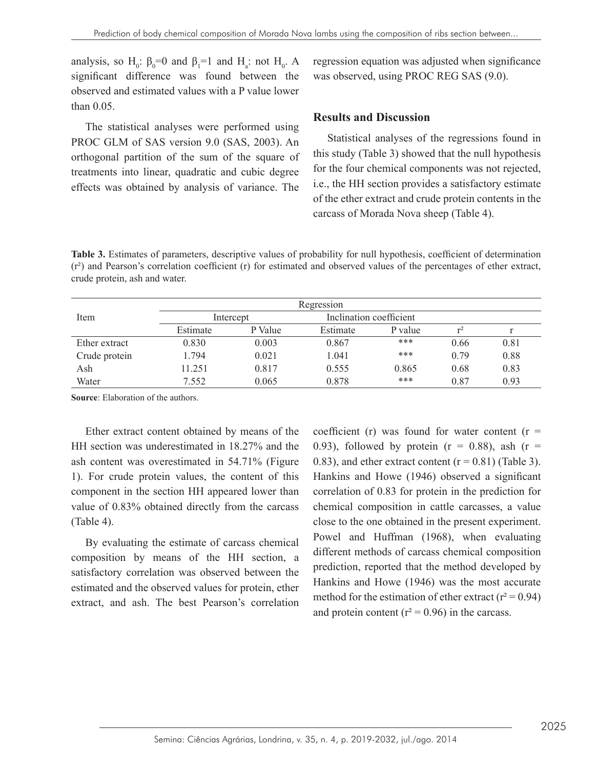analysis, so $H_0$: $\beta_0$=0 and $\beta_1$=1 and $H_a$: not $H_0$. A significant difference was found between the observed and estimated values with a P value lower than 0.05.

The statistical analyses were performed using PROC GLM of SAS version 9.0 (SAS, 2003). An orthogonal partition of the sum of the square of treatments into linear, quadratic and cubic degree effects was obtained by analysis of variance. The regression equation was adjusted when significance was observed, using PROC REG SAS (9.0).

## Results and Discussion

Statistical analyses of the regressions found in this study (Table 3) showed that the null hypothesis for the four chemical components was not rejected, i.e., the HH section provides a satisfactory estimate of the ether extract and crude protein contents in the carcass of Morada Nova sheep (Table 4).

**Table 3.** Estimates of parameters, descriptive values of probability for null hypothesis, coefficient of determination ($r^2$) and Pearson's correlation coefficient (r) for estimated and observed values of the percentages of ether extract, crude protein, ash and water.

| Item | Regression | | | | | |
|---|---|---|---|---|---|---|
| | Intercept | | Inclination coefficient | | | |
| | Estimate | P Value | Estimate | P value | $r^2$ | r |
| Ether extract | 0.830 | 0.003 | 0.867 | *** | 0.66 | 0.81 |
| Crude protein | 1.794 | 0.021 | 1.041 | *** | 0.79 | 0.88 |
| Ash | 11.251 | 0.817 | 0.555 | 0.865 | 0.68 | 0.83 |
| Water | 7.552 | 0.065 | 0.878 | *** | 0.87 | 0.93 |

**Source**: Elaboration of the authors.

Ether extract content obtained by means of the HH section was underestimated in 18.27% and the ash content was overestimated in 54.71% (Figure 1). For crude protein values, the content of this component in the section HH appeared lower than value of 0.83% obtained directly from the carcass (Table 4).

By evaluating the estimate of carcass chemical composition by means of the HH section, a satisfactory correlation was observed between the estimated and the observed values for protein, ether extract, and ash. The best Pearson's correlation coefficient (r) was found for water content (r = 0.93), followed by protein (r = 0.88), ash (r = 0.83), and ether extract content (r = 0.81) (Table 3). Hankins and Howe (1946) observed a significant correlation of 0.83 for protein in the prediction for chemical composition in cattle carcasses, a value close to the one obtained in the present experiment. Powel and Huffman (1968), when evaluating different methods of carcass chemical composition prediction, reported that the method developed by Hankins and Howe (1946) was the most accurate method for the estimation of ether extract ($r^2$ = 0.94) and protein content ($r^2$ = 0.96) in the carcass.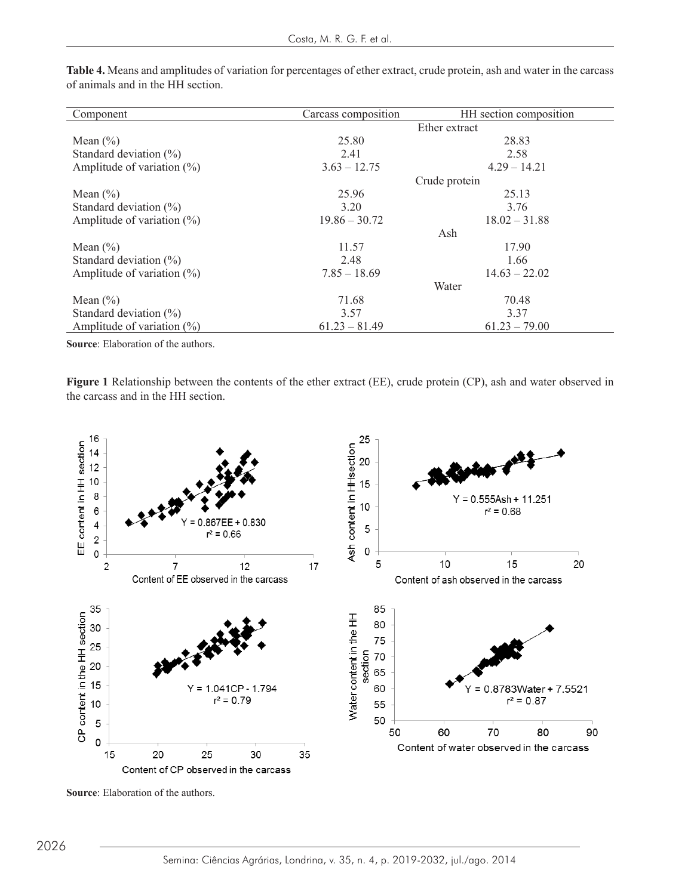**Table 4.** Means and amplitudes of variation for percentages of ether extract, crude protein, ash and water in the carcass of animals and in the HH section.

| Component | Carcass composition | HH section composition |
|---|---|---|
| | Ether extract | |
| Mean (%) | 25.80 | 28.83 |
| Standard deviation (%) | 2.41 | 2.58 |
| Amplitude of variation (%) | 3.63 – 12.75 | 4.29 – 14.21 |
| | Crude protein | |
| Mean (%) | 25.96 | 25.13 |
| Standard deviation (%) | 3.20 | 3.76 |
| Amplitude of variation (%) | 19.86 – 30.72 | 18.02 – 31.88 |
| | Ash | |
| Mean (%) | 11.57 | 17.90 |
| Standard deviation (%) | 2.48 | 1.66 |
| Amplitude of variation (%) | 7.85 – 18.69 | 14.63 – 22.02 |
| | Water | |
| Mean (%) | 71.68 | 70.48 |
| Standard deviation (%) | 3.57 | 3.37 |
| Amplitude of variation (%) | 61.23 – 81.49 | 61.23 – 79.00 |

**Source**: Elaboration of the authors.

**Figure 1** Relationship between the contents of the ether extract (EE), crude protein (CP), ash and water observed in the carcass and in the HH section.

Y = 0.867EE + 0.830, $r^2$ = 0.66

Y = 0.555Ash + 11.251, $r^2$ = 0.68

Y = 1.041CP - 1.794, $r^2$ = 0.79

Y = 0.8783Water + 7.5521, $r^2$ = 0.87

**Source**: Elaboration of the authors.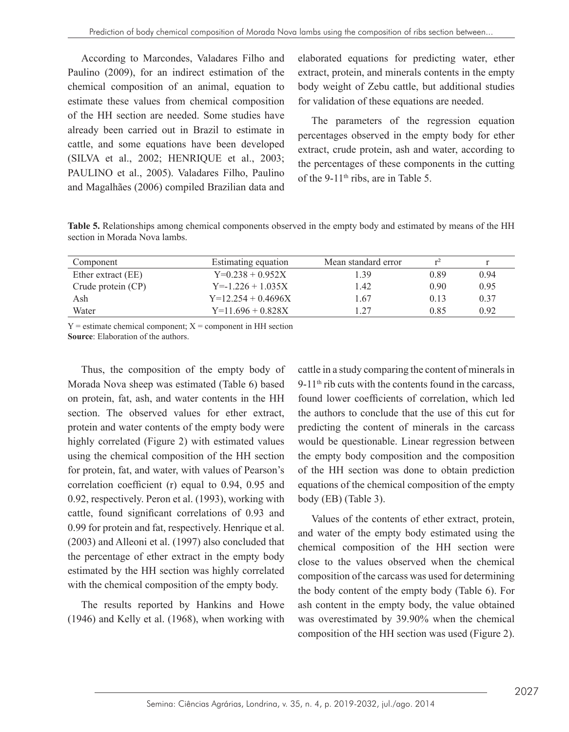According to Marcondes, Valadares Filho and Paulino (2009), for an indirect estimation of the chemical composition of an animal, equation to estimate these values from chemical composition of the HH section are needed. Some studies have already been carried out in Brazil to estimate in cattle, and some equations have been developed (SILVA et al., 2002; HENRIQUE et al., 2003; PAULINO et al., 2005). Valadares Filho, Paulino and Magalhães (2006) compiled Brazilian data and elaborated equations for predicting water, ether extract, protein, and minerals contents in the empty body weight of Zebu cattle, but additional studies for validation of these equations are needed.

The parameters of the regression equation percentages observed in the empty body for ether extract, crude protein, ash and water, according to the percentages of these components in the cutting of the 9-11th ribs, are in Table 5.

**Table 5.** Relationships among chemical components observed in the empty body and estimated by means of the HH section in Morada Nova lambs.

| Component | Estimating equation | Mean standard error | $r^2$ | r |
|---|---|---|---|---|
| Ether extract (EE) | $Y=0.238 + 0.952X$ | 1.39 | 0.89 | 0.94 |
| Crude protein (CP) | $Y=-1.226 + 1.035X$ | 1.42 | 0.90 | 0.95 |
| Ash | $Y=12.254 + 0.4696X$ | 1.67 | 0.13 | 0.37 |
| Water | $Y=11.696 + 0.828X$ | 1.27 | 0.85 | 0.92 |

Y = estimate chemical component; X = component in HH section
**Source**: Elaboration of the authors.

Thus, the composition of the empty body of Morada Nova sheep was estimated (Table 6) based on protein, fat, ash, and water contents in the HH section. The observed values for ether extract, protein and water contents of the empty body were highly correlated (Figure 2) with estimated values using the chemical composition of the HH section for protein, fat, and water, with values of Pearson's correlation coefficient (r) equal to 0.94, 0.95 and 0.92, respectively. Peron et al. (1993), working with cattle, found significant correlations of 0.93 and 0.99 for protein and fat, respectively. Henrique et al. (2003) and Alleoni et al. (1997) also concluded that the percentage of ether extract in the empty body estimated by the HH section was highly correlated with the chemical composition of the empty body.

The results reported by Hankins and Howe (1946) and Kelly et al. (1968), when working with cattle in a study comparing the content of minerals in 9-11th rib cuts with the contents found in the carcass, found lower coefficients of correlation, which led the authors to conclude that the use of this cut for predicting the content of minerals in the carcass would be questionable. Linear regression between the empty body composition and the composition of the HH section was done to obtain prediction equations of the chemical composition of the empty body (EB) (Table 3).

Values of the contents of ether extract, protein, and water of the empty body estimated using the chemical composition of the HH section were close to the values observed when the chemical composition of the carcass was used for determining the body content of the empty body (Table 6). For ash content in the empty body, the value obtained was overestimated by 39.90% when the chemical composition of the HH section was used (Figure 2).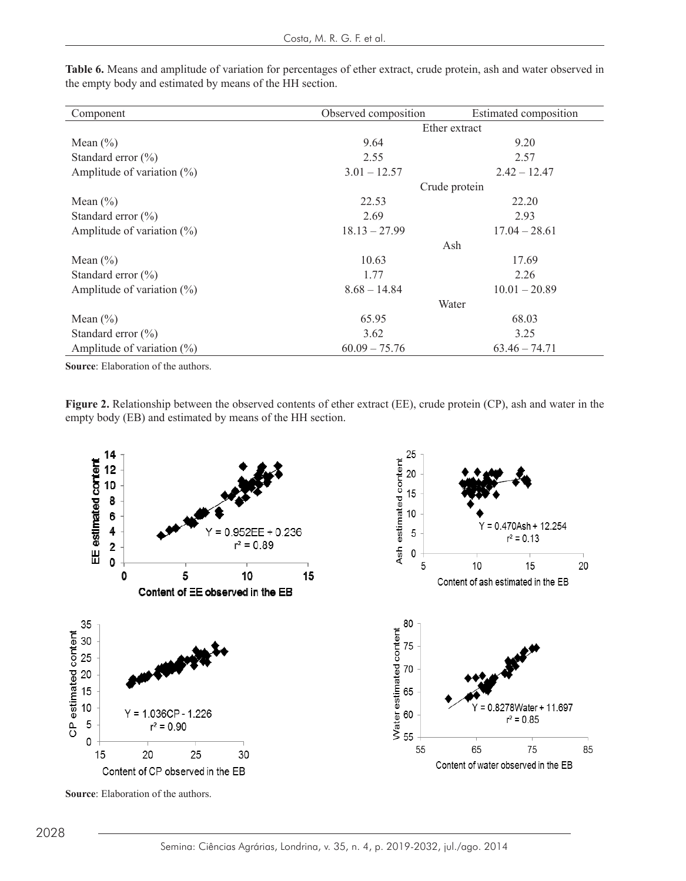**Table 6.** Means and amplitude of variation for percentages of ether extract, crude protein, ash and water observed in the empty body and estimated by means of the HH section.

| Component | Observed composition | Estimated composition |
|---|---|---|
| | Ether extract | |
| Mean (%) | 9.64 | 9.20 |
| Standard error (%) | 2.55 | 2.57 |
| Amplitude of variation (%) | 3.01 – 12.57 | 2.42 – 12.47 |
| | Crude protein | |
| Mean (%) | 22.53 | 22.20 |
| Standard error (%) | 2.69 | 2.93 |
| Amplitude of variation (%) | 18.13 – 27.99 | 17.04 – 28.61 |
| | Ash | |
| Mean (%) | 10.63 | 17.69 |
| Standard error (%) | 1.77 | 2.26 |
| Amplitude of variation (%) | 8.68 – 14.84 | 10.01 – 20.89 |
| | Water | |
| Mean (%) | 65.95 | 68.03 |
| Standard error (%) | 3.62 | 3.25 |
| Amplitude of variation (%) | 60.09 – 75.76 | 63.46 – 74.71 |

**Source**: Elaboration of the authors.

**Figure 2.** Relationship between the observed contents of ether extract (EE), crude protein (CP), ash and water in the empty body (EB) and estimated by means of the HH section.

**Source**: Elaboration of the authors.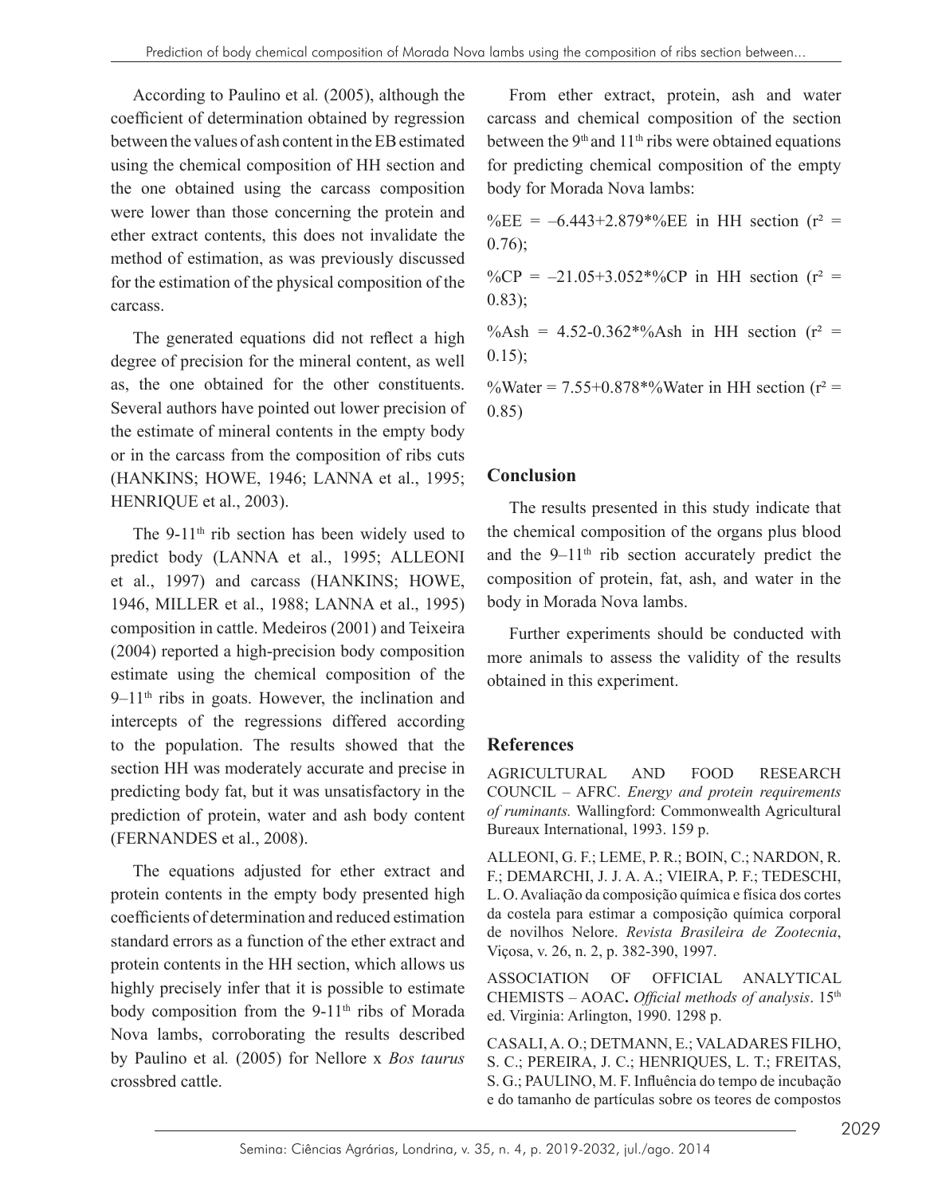According to Paulino et al*.* (2005), although the coefficient of determination obtained by regression between the values of ash content in the EB estimated using the chemical composition of HH section and the one obtained using the carcass composition were lower than those concerning the protein and ether extract contents, this does not invalidate the method of estimation, as was previously discussed for the estimation of the physical composition of the carcass.

The generated equations did not reflect a high degree of precision for the mineral content, as well as, the one obtained for the other constituents. Several authors have pointed out lower precision of the estimate of mineral contents in the empty body or in the carcass from the composition of ribs cuts (HANKINS; HOWE, 1946; LANNA et al., 1995; HENRIQUE et al., 2003).

The 9-11$^{th}$ rib section has been widely used to predict body (LANNA et al., 1995; ALLEONI et al., 1997) and carcass (HANKINS; HOWE, 1946, MILLER et al., 1988; LANNA et al., 1995) composition in cattle. Medeiros (2001) and Teixeira (2004) reported a high-precision body composition estimate using the chemical composition of the 9–11$^{th}$ ribs in goats. However, the inclination and intercepts of the regressions differed according to the population. The results showed that the section HH was moderately accurate and precise in predicting body fat, but it was unsatisfactory in the prediction of protein, water and ash body content (FERNANDES et al., 2008).

The equations adjusted for ether extract and protein contents in the empty body presented high coefficients of determination and reduced estimation standard errors as a function of the ether extract and protein contents in the HH section, which allows us highly precisely infer that it is possible to estimate body composition from the 9-11$^{th}$ ribs of Morada Nova lambs, corroborating the results described by Paulino et al*.* (2005) for Nellore x *Bos taurus* crossbred cattle.

From ether extract, protein, ash and water carcass and chemical composition of the section between the 9$^{th}$ and 11$^{th}$ ribs were obtained equations for predicting chemical composition of the empty body for Morada Nova lambs:

%EE = –6.443+2.879*%EE in HH section ($r^2$ = 0.76);

%CP = –21.05+3.052*%CP in HH section ($r^2$ = 0.83);

%Ash = 4.52-0.362*%Ash in HH section ($r^2$ = 0.15);

%Water = 7.55+0.878*%Water in HH section ($r^2$ = 0.85)

## Conclusion

The results presented in this study indicate that the chemical composition of the organs plus blood and the 9–11$^{th}$ rib section accurately predict the composition of protein, fat, ash, and water in the body in Morada Nova lambs.

Further experiments should be conducted with more animals to assess the validity of the results obtained in this experiment.

## References

AGRICULTURAL AND FOOD RESEARCH COUNCIL – AFRC. *Energy and protein requirements of ruminants.* Wallingford: Commonwealth Agricultural Bureaux International, 1993. 159 p.

ALLEONI, G. F.; LEME, P. R.; BOIN, C.; NARDON, R. F.; DEMARCHI, J. J. A. A.; VIEIRA, P. F.; TEDESCHI, L. O. Avaliação da composição química e física dos cortes da costela para estimar a composição química corporal de novilhos Nelore. *Revista Brasileira de Zootecnia*, Viçosa, v. 26, n. 2, p. 382-390, 1997.

ASSOCIATION OF OFFICIAL ANALYTICAL CHEMISTS – AOAC**.** *Official methods of analysis*. 15$^{th}$ ed. Virginia: Arlington, 1990. 1298 p.

CASALI, A. O.; DETMANN, E.; VALADARES FILHO, S. C.; PEREIRA, J. C.; HENRIQUES, L. T.; FREITAS, S. G.; PAULINO, M. F. Influência do tempo de incubação e do tamanho de partículas sobre os teores de compostos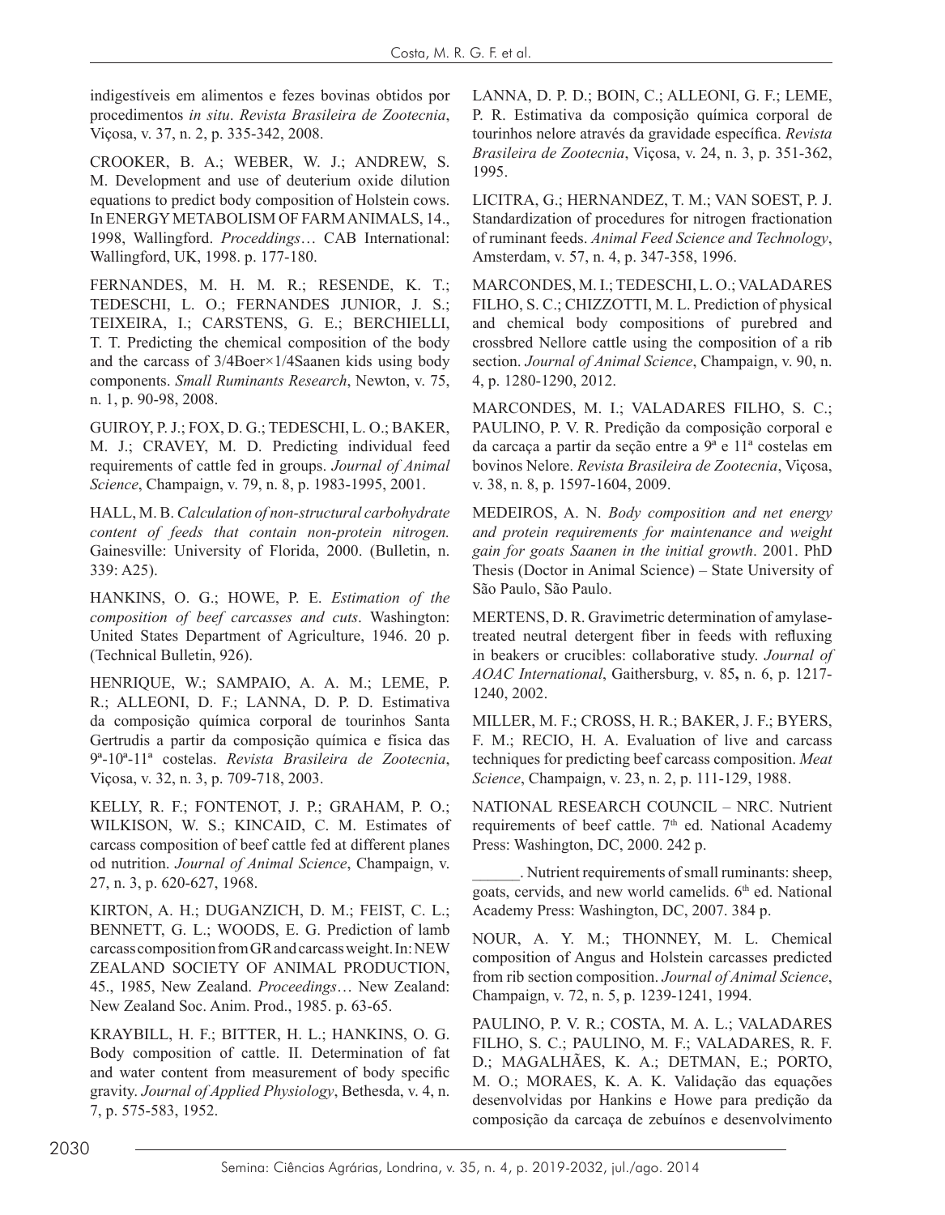indigestíveis em alimentos e fezes bovinas obtidos por procedimentos *in situ*. *Revista Brasileira de Zootecnia*, Viçosa, v. 37, n. 2, p. 335-342, 2008.

CROOKER, B. A.; WEBER, W. J.; ANDREW, S. M. Development and use of deuterium oxide dilution equations to predict body composition of Holstein cows. In ENERGY METABOLISM OF FARM ANIMALS, 14., 1998, Wallingford. *Proceddings*… CAB International: Wallingford, UK, 1998. p. 177-180.

FERNANDES, M. H. M. R.; RESENDE, K. T.; TEDESCHI, L. O.; FERNANDES JUNIOR, J. S.; TEIXEIRA, I.; CARSTENS, G. E.; BERCHIELLI, T. T. Predicting the chemical composition of the body and the carcass of 3/4Boer×1/4Saanen kids using body components. *Small Ruminants Research*, Newton, v. 75, n. 1, p. 90-98, 2008.

GUIROY, P. J.; FOX, D. G.; TEDESCHI, L. O.; BAKER, M. J.; CRAVEY, M. D. Predicting individual feed requirements of cattle fed in groups. *Journal of Animal Science*, Champaign, v. 79, n. 8, p. 1983-1995, 2001.

HALL, M. B. *Calculation of non-structural carbohydrate content of feeds that contain non-protein nitrogen.* Gainesville: University of Florida, 2000. (Bulletin, n. 339: A25).

HANKINS, O. G.; HOWE, P. E. *Estimation of the composition of beef carcasses and cuts*. Washington: United States Department of Agriculture, 1946. 20 p. (Technical Bulletin, 926).

HENRIQUE, W.; SAMPAIO, A. A. M.; LEME, P. R.; ALLEONI, D. F.; LANNA, D. P. D. Estimativa da composição química corporal de tourinhos Santa Gertrudis a partir da composição química e física das 9ª-10ª-11ª costelas. *Revista Brasileira de Zootecnia*, Viçosa, v. 32, n. 3, p. 709-718, 2003.

KELLY, R. F.; FONTENOT, J. P.; GRAHAM, P. O.; WILKISON, W. S.; KINCAID, C. M. Estimates of carcass composition of beef cattle fed at different planes od nutrition. *Journal of Animal Science*, Champaign, v. 27, n. 3, p. 620-627, 1968.

KIRTON, A. H.; DUGANZICH, D. M.; FEIST, C. L.; BENNETT, G. L.; WOODS, E. G. Prediction of lamb carcass composition from GR and carcass weight. In: NEW ZEALAND SOCIETY OF ANIMAL PRODUCTION, 45., 1985, New Zealand. *Proceedings*… New Zealand: New Zealand Soc. Anim. Prod., 1985. p. 63-65.

KRAYBILL, H. F.; BITTER, H. L.; HANKINS, O. G. Body composition of cattle. II. Determination of fat and water content from measurement of body specific gravity. *Journal of Applied Physiology*, Bethesda, v. 4, n. 7, p. 575-583, 1952.

LANNA, D. P. D.; BOIN, C.; ALLEONI, G. F.; LEME, P. R. Estimativa da composição química corporal de tourinhos nelore através da gravidade específica. *Revista Brasileira de Zootecnia*, Viçosa, v. 24, n. 3, p. 351-362, 1995.

LICITRA, G.; HERNANDEZ, T. M.; VAN SOEST, P. J. Standardization of procedures for nitrogen fractionation of ruminant feeds. *Animal Feed Science and Technology*, Amsterdam, v. 57, n. 4, p. 347-358, 1996.

MARCONDES, M. I.; TEDESCHI, L. O.; VALADARES FILHO, S. C.; CHIZZOTTI, M. L. Prediction of physical and chemical body compositions of purebred and crossbred Nellore cattle using the composition of a rib section. *Journal of Animal Science*, Champaign, v. 90, n. 4, p. 1280-1290, 2012.

MARCONDES, M. I.; VALADARES FILHO, S. C.; PAULINO, P. V. R. Predição da composição corporal e da carcaça a partir da seção entre a 9ª e 11ª costelas em bovinos Nelore. *Revista Brasileira de Zootecnia*, Viçosa, v. 38, n. 8, p. 1597-1604, 2009.

MEDEIROS, A. N. *Body composition and net energy and protein requirements for maintenance and weight gain for goats Saanen in the initial growth*. 2001. PhD Thesis (Doctor in Animal Science) – State University of São Paulo, São Paulo.

MERTENS, D. R. Gravimetric determination of amylase-treated neutral detergent fiber in feeds with refluxing in beakers or crucibles: collaborative study. *Journal of AOAC International*, Gaithersburg, v. 85**,** n. 6, p. 1217-1240, 2002.

MILLER, M. F.; CROSS, H. R.; BAKER, J. F.; BYERS, F. M.; RECIO, H. A. Evaluation of live and carcass techniques for predicting beef carcass composition. *Meat Science*, Champaign, v. 23, n. 2, p. 111-129, 1988.

NATIONAL RESEARCH COUNCIL – NRC. Nutrient requirements of beef cattle. 7th ed. National Academy Press: Washington, DC, 2000. 242 p.

______. Nutrient requirements of small ruminants: sheep, goats, cervids, and new world camelids. 6th ed. National Academy Press: Washington, DC, 2007. 384 p.

NOUR, A. Y. M.; THONNEY, M. L. Chemical composition of Angus and Holstein carcasses predicted from rib section composition. *Journal of Animal Science*, Champaign, v. 72, n. 5, p. 1239-1241, 1994.

PAULINO, P. V. R.; COSTA, M. A. L.; VALADARES FILHO, S. C.; PAULINO, M. F.; VALADARES, R. F. D.; MAGALHÃES, K. A.; DETMAN, E.; PORTO, M. O.; MORAES, K. A. K. Validação das equações desenvolvidas por Hankins e Howe para predição da composição da carcaça de zebuínos e desenvolvimento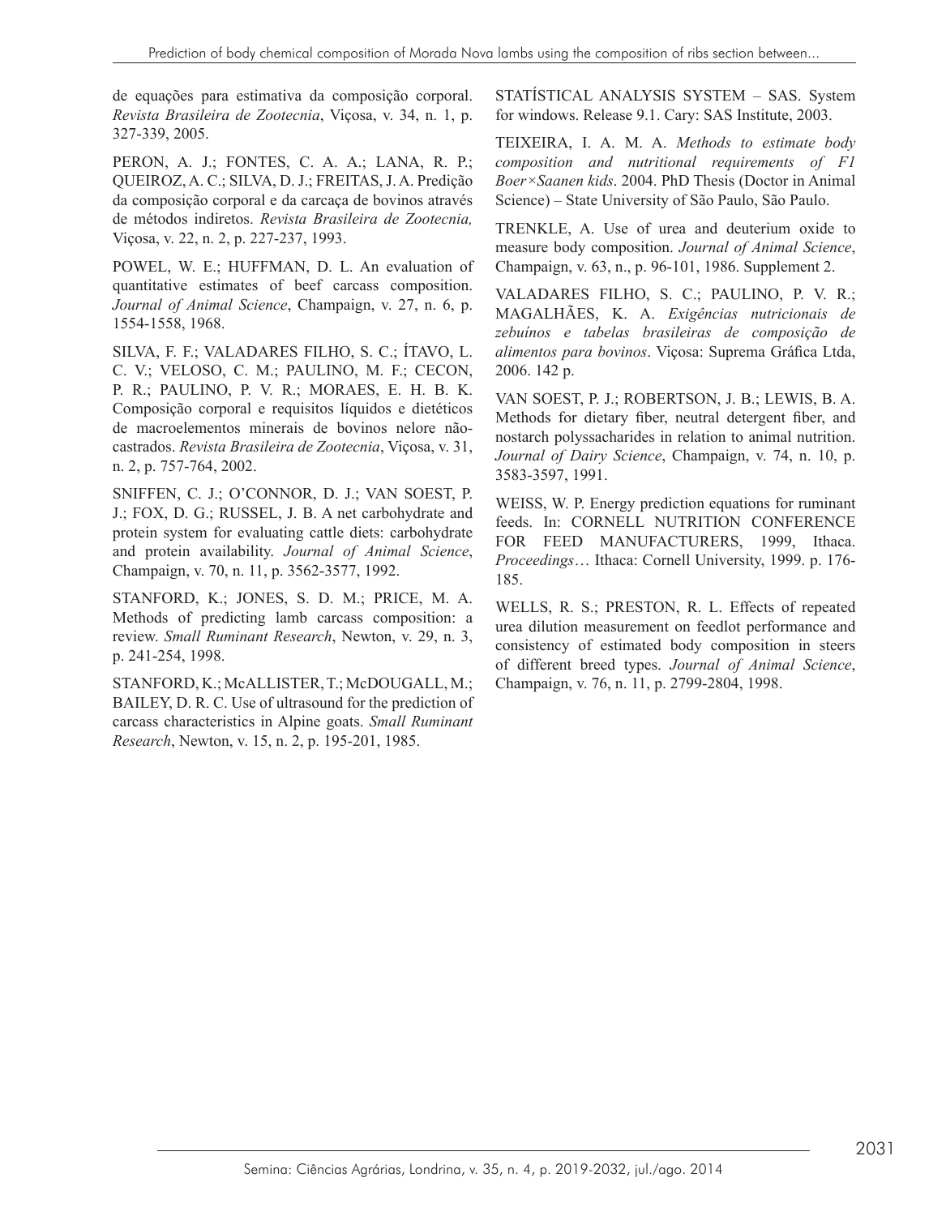de equações para estimativa da composição corporal. *Revista Brasileira de Zootecnia*, Viçosa, v. 34, n. 1, p. 327-339, 2005.

PERON, A. J.; FONTES, C. A. A.; LANA, R. P.; QUEIROZ, A. C.; SILVA, D. J.; FREITAS, J. A. Predição da composição corporal e da carcaça de bovinos através de métodos indiretos. *Revista Brasileira de Zootecnia,* Viçosa, v. 22, n. 2, p. 227-237, 1993.

POWEL, W. E.; HUFFMAN, D. L. An evaluation of quantitative estimates of beef carcass composition. *Journal of Animal Science*, Champaign, v. 27, n. 6, p. 1554-1558, 1968.

SILVA, F. F.; VALADARES FILHO, S. C.; ÍTAVO, L. C. V.; VELOSO, C. M.; PAULINO, M. F.; CECON, P. R.; PAULINO, P. V. R.; MORAES, E. H. B. K. Composição corporal e requisitos líquidos e dietéticos de macroelementos minerais de bovinos nelore não-castrados. *Revista Brasileira de Zootecnia*, Viçosa, v. 31, n. 2, p. 757-764, 2002.

SNIFFEN, C. J.; O'CONNOR, D. J.; VAN SOEST, P. J.; FOX, D. G.; RUSSEL, J. B. A net carbohydrate and protein system for evaluating cattle diets: carbohydrate and protein availability. *Journal of Animal Science*, Champaign, v. 70, n. 11, p. 3562-3577, 1992.

STANFORD, K.; JONES, S. D. M.; PRICE, M. A. Methods of predicting lamb carcass composition: a review. *Small Ruminant Research*, Newton, v. 29, n. 3, p. 241-254, 1998.

STANFORD, K.; McALLISTER, T.; McDOUGALL, M.; BAILEY, D. R. C. Use of ultrasound for the prediction of carcass characteristics in Alpine goats. *Small Ruminant Research*, Newton, v. 15, n. 2, p. 195-201, 1985.

STATÍSTICAL ANALYSIS SYSTEM – SAS. System for windows. Release 9.1. Cary: SAS Institute, 2003.

TEIXEIRA, I. A. M. A. *Methods to estimate body composition and nutritional requirements of F1 Boer×Saanen kids*. 2004. PhD Thesis (Doctor in Animal Science) – State University of São Paulo, São Paulo.

TRENKLE, A. Use of urea and deuterium oxide to measure body composition. *Journal of Animal Science*, Champaign, v. 63, n., p. 96-101, 1986. Supplement 2.

VALADARES FILHO, S. C.; PAULINO, P. V. R.; MAGALHÃES, K. A. *Exigências nutricionais de zebuínos e tabelas brasileiras de composição de alimentos para bovinos*. Viçosa: Suprema Gráfica Ltda, 2006. 142 p.

VAN SOEST, P. J.; ROBERTSON, J. B.; LEWIS, B. A. Methods for dietary fiber, neutral detergent fiber, and nostarch polyssacharides in relation to animal nutrition. *Journal of Dairy Science*, Champaign, v. 74, n. 10, p. 3583-3597, 1991.

WEISS, W. P. Energy prediction equations for ruminant feeds. In: CORNELL NUTRITION CONFERENCE FOR FEED MANUFACTURERS, 1999, Ithaca. *Proceedings*… Ithaca: Cornell University, 1999. p. 176-185.

WELLS, R. S.; PRESTON, R. L. Effects of repeated urea dilution measurement on feedlot performance and consistency of estimated body composition in steers of different breed types. *Journal of Animal Science*, Champaign, v. 76, n. 11, p. 2799-2804, 1998.